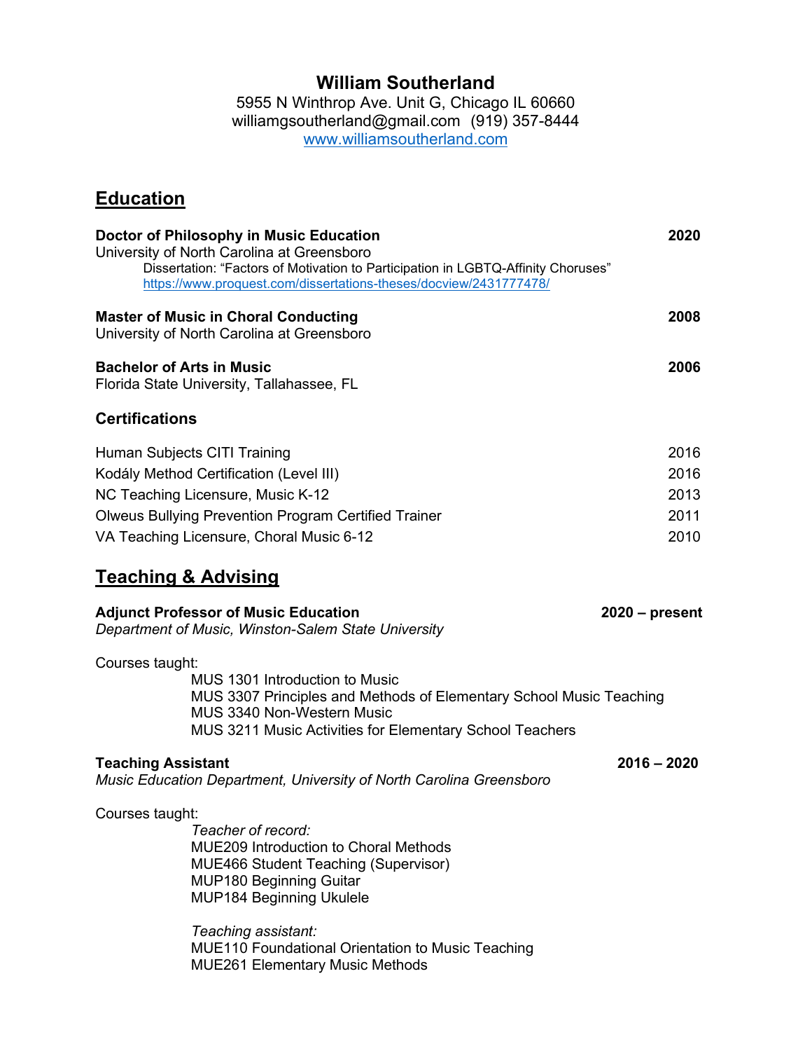# William Southerland

5955 N Winthrop Ave. Unit G, Chicago IL 60660
williamgsoutherland@gmail.com (919) 357-8444
[www.williamsoutherland.com](http://www.williamsoutherland.com)

## Education

**Doctor of Philosophy in Music Education** **2020**
University of North Carolina at Greensboro
Dissertation: "Factors of Motivation to Participation in LGBTQ-Affinity Choruses"
[https://www.proquest.com/dissertations-theses/docview/2431777478/](https://www.proquest.com/dissertations-theses/docview/2431777478/)

**Master of Music in Choral Conducting** **2008**
University of North Carolina at Greensboro

**Bachelor of Arts in Music** **2006**
Florida State University, Tallahassee, FL

### Certifications

Human Subjects CITI Training 2016
Kodály Method Certification (Level III) 2016
NC Teaching Licensure, Music K-12 2013
Olweus Bullying Prevention Program Certified Trainer 2011
VA Teaching Licensure, Choral Music 6-12 2010

## Teaching & Advising

**Adjunct Professor of Music Education** **2020 – present**
*Department of Music, Winston-Salem State University*

Courses taught:
- MUS 1301 Introduction to Music
- MUS 3307 Principles and Methods of Elementary School Music Teaching
- MUS 3340 Non-Western Music
- MUS 3211 Music Activities for Elementary School Teachers

**Teaching Assistant** **2016 – 2020**
*Music Education Department, University of North Carolina Greensboro*

Courses taught:

*Teacher of record:*
- MUE209 Introduction to Choral Methods
- MUE466 Student Teaching (Supervisor)
- MUP180 Beginning Guitar
- MUP184 Beginning Ukulele

*Teaching assistant:*
- MUE110 Foundational Orientation to Music Teaching
- MUE261 Elementary Music Methods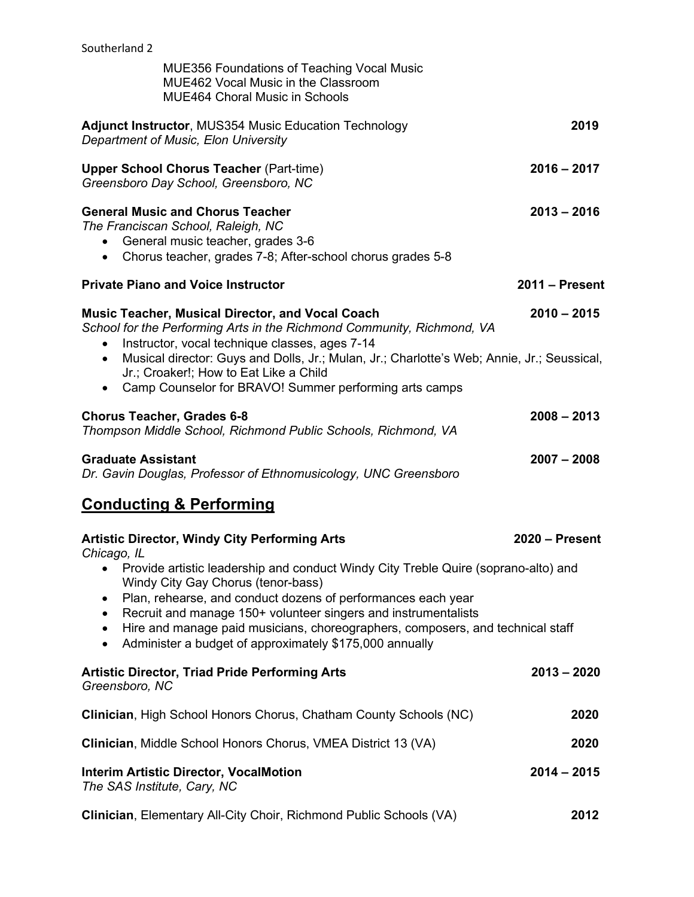MUE356 Foundations of Teaching Vocal Music
MUE462 Vocal Music in the Classroom
MUE464 Choral Music in Schools

**Adjunct Instructor**, MUS354 Music Education Technology **2019**
*Department of Music, Elon University*

**Upper School Chorus Teacher** (Part-time) **2016 – 2017**
*Greensboro Day School, Greensboro, NC*

**General Music and Chorus Teacher** **2013 – 2016**
*The Franciscan School, Raleigh, NC*

- General music teacher, grades 3-6
- Chorus teacher, grades 7-8; After-school chorus grades 5-8

**Private Piano and Voice Instructor** **2011 – Present**

**Music Teacher, Musical Director, and Vocal Coach** **2010 – 2015**
*School for the Performing Arts in the Richmond Community, Richmond, VA*

- Instructor, vocal technique classes, ages 7-14
- Musical director: Guys and Dolls, Jr.; Mulan, Jr.; Charlotte's Web; Annie, Jr.; Seussical, Jr.; Croaker!; How to Eat Like a Child
- Camp Counselor for BRAVO! Summer performing arts camps

**Chorus Teacher, Grades 6-8** **2008 – 2013**
*Thompson Middle School, Richmond Public Schools, Richmond, VA*

**Graduate Assistant** **2007 – 2008**
*Dr. Gavin Douglas, Professor of Ethnomusicology, UNC Greensboro*

## Conducting & Performing

**Artistic Director, Windy City Performing Arts** **2020 – Present**
*Chicago, IL*

- Provide artistic leadership and conduct Windy City Treble Quire (soprano-alto) and Windy City Gay Chorus (tenor-bass)
- Plan, rehearse, and conduct dozens of performances each year
- Recruit and manage 150+ volunteer singers and instrumentalists
- Hire and manage paid musicians, choreographers, composers, and technical staff
- Administer a budget of approximately $175,000 annually

**Artistic Director, Triad Pride Performing Arts** **2013 – 2020**
*Greensboro, NC*

**Clinician**, High School Honors Chorus, Chatham County Schools (NC) **2020**

**Clinician**, Middle School Honors Chorus, VMEA District 13 (VA) **2020**

**Interim Artistic Director, VocalMotion** **2014 – 2015**
*The SAS Institute, Cary, NC*

**Clinician**, Elementary All-City Choir, Richmond Public Schools (VA) **2012**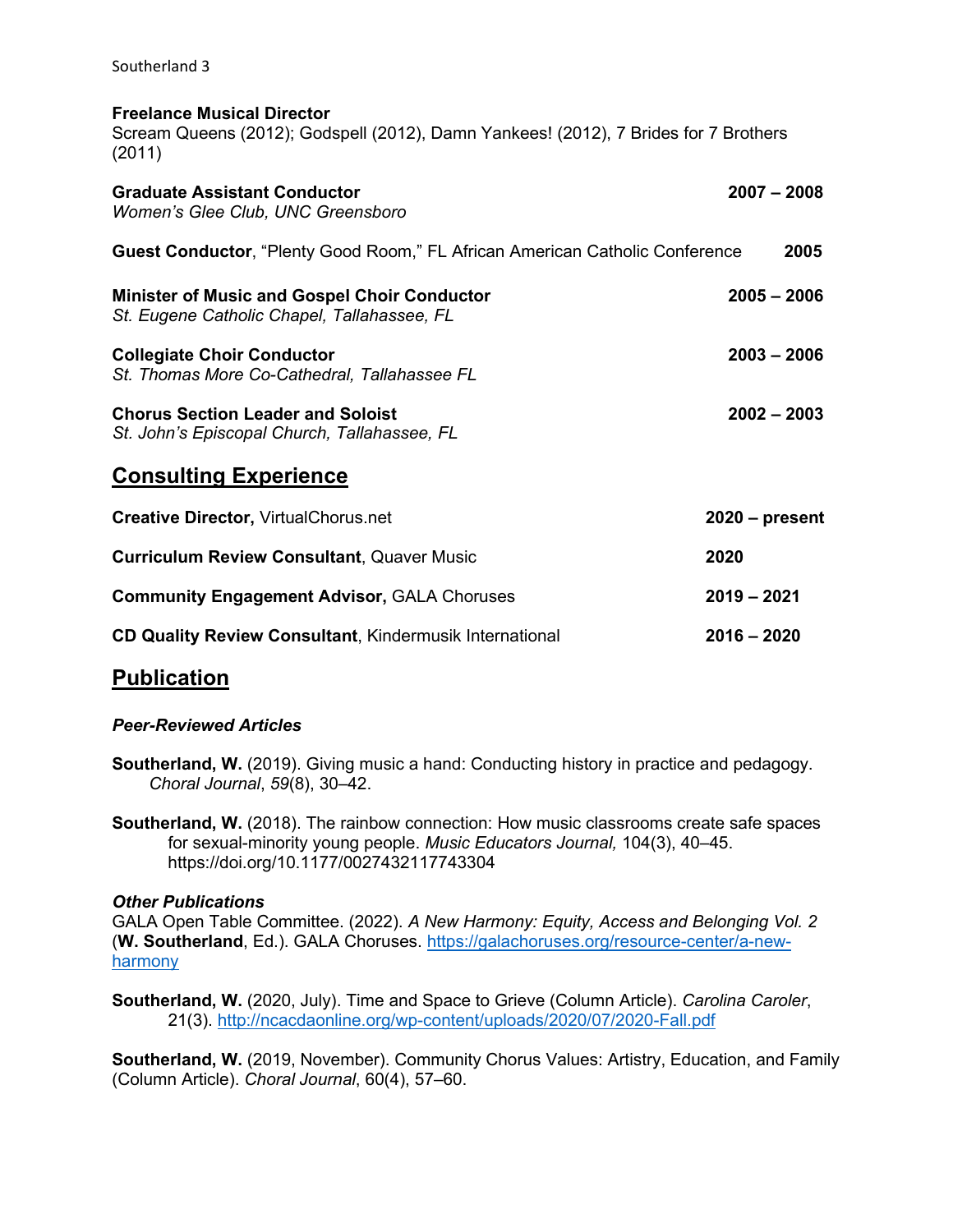**Freelance Musical Director**
Scream Queens (2012); Godspell (2012), Damn Yankees! (2012), 7 Brides for 7 Brothers (2011)

**Graduate Assistant Conductor** **2007 – 2008**
*Women's Glee Club, UNC Greensboro*

**Guest Conductor**, "Plenty Good Room," FL African American Catholic Conference **2005**

**Minister of Music and Gospel Choir Conductor** **2005 – 2006**
*St. Eugene Catholic Chapel, Tallahassee, FL*

**Collegiate Choir Conductor** **2003 – 2006**
*St. Thomas More Co-Cathedral, Tallahassee FL*

**Chorus Section Leader and Soloist** **2002 – 2003**
*St. John's Episcopal Church, Tallahassee, FL*

## Consulting Experience

**Creative Director,** VirtualChorus.net **2020 – present**

**Curriculum Review Consultant**, Quaver Music **2020**

**Community Engagement Advisor,** GALA Choruses **2019 – 2021**

**CD Quality Review Consultant**, Kindermusik International **2016 – 2020**

## Publication

### *Peer-Reviewed Articles*

**Southerland, W.** (2019). Giving music a hand: Conducting history in practice and pedagogy. *Choral Journal*, *59*(8), 30–42.

**Southerland, W.** (2018). The rainbow connection: How music classrooms create safe spaces for sexual-minority young people. *Music Educators Journal,* 104(3), 40–45. https://doi.org/10.1177/0027432117743304

### *Other Publications*

GALA Open Table Committee. (2022). *A New Harmony: Equity, Access and Belonging Vol. 2* (**W. Southerland**, Ed.). GALA Choruses. https://galachoruses.org/resource-center/a-new-harmony

**Southerland, W.** (2020, July). Time and Space to Grieve (Column Article). *Carolina Caroler*, 21(3). http://ncacdaonline.org/wp-content/uploads/2020/07/2020-Fall.pdf

**Southerland, W.** (2019, November). Community Chorus Values: Artistry, Education, and Family (Column Article). *Choral Journal*, 60(4), 57–60.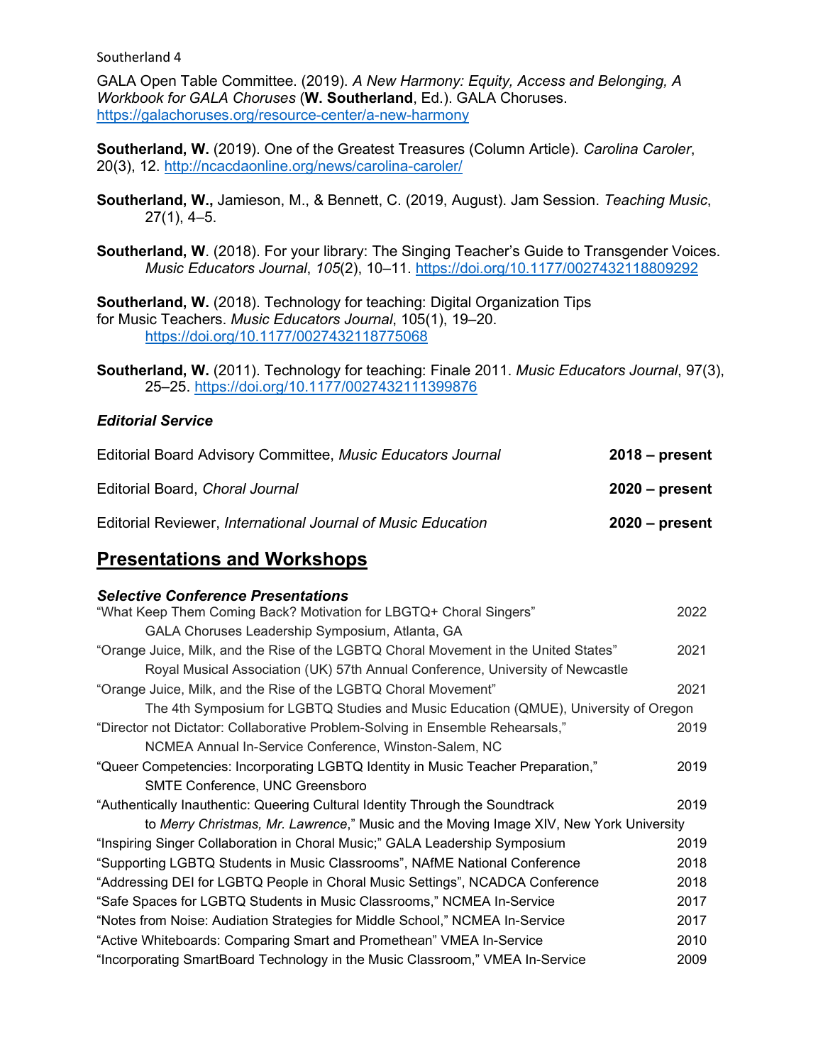GALA Open Table Committee. (2019). *A New Harmony: Equity, Access and Belonging, A Workbook for GALA Choruses* (**W. Southerland**, Ed.). GALA Choruses. https://galachoruses.org/resource-center/a-new-harmony

**Southerland, W.** (2019). One of the Greatest Treasures (Column Article). *Carolina Caroler*, 20(3), 12. http://ncacdaonline.org/news/carolina-caroler/

**Southerland, W.,** Jamieson, M., & Bennett, C. (2019, August). Jam Session. *Teaching Music*, 27(1), 4–5.

**Southerland, W**. (2018). For your library: The Singing Teacher's Guide to Transgender Voices. *Music Educators Journal*, *105*(2), 10–11. https://doi.org/10.1177/0027432118809292

**Southerland, W.** (2018). Technology for teaching: Digital Organization Tips for Music Teachers. *Music Educators Journal*, 105(1), 19–20. https://doi.org/10.1177/0027432118775068

**Southerland, W.** (2011). Technology for teaching: Finale 2011. *Music Educators Journal*, 97(3), 25–25. https://doi.org/10.1177/0027432111399876

### *Editorial Service*

| | |
|---|---|
| Editorial Board Advisory Committee, *Music Educators Journal* | **2018 – present** |
| Editorial Board, *Choral Journal* | **2020 – present** |
| Editorial Reviewer, *International Journal of Music Education* | **2020 – present** |

## Presentations and Workshops

### *Selective Conference Presentations*

| | |
|---|---|
| "What Keep Them Coming Back? Motivation for LBGTQ+ Choral Singers" GALA Choruses Leadership Symposium, Atlanta, GA | 2022 |
| "Orange Juice, Milk, and the Rise of the LGBTQ Choral Movement in the United States" Royal Musical Association (UK) 57th Annual Conference, University of Newcastle | 2021 |
| "Orange Juice, Milk, and the Rise of the LGBTQ Choral Movement" The 4th Symposium for LGBTQ Studies and Music Education (QMUE), University of Oregon | 2021 |
| "Director not Dictator: Collaborative Problem-Solving in Ensemble Rehearsals," NCMEA Annual In-Service Conference, Winston-Salem, NC | 2019 |
| "Queer Competencies: Incorporating LGBTQ Identity in Music Teacher Preparation," SMTE Conference, UNC Greensboro | 2019 |
| "Authentically Inauthentic: Queering Cultural Identity Through the Soundtrack to *Merry Christmas, Mr. Lawrence*," Music and the Moving Image XIV, New York University | 2019 |
| "Inspiring Singer Collaboration in Choral Music;" GALA Leadership Symposium | 2019 |
| "Supporting LGBTQ Students in Music Classrooms", NAfME National Conference | 2018 |
| "Addressing DEI for LGBTQ People in Choral Music Settings", NCADCA Conference | 2018 |
| "Safe Spaces for LGBTQ Students in Music Classrooms," NCMEA In-Service | 2017 |
| "Notes from Noise: Audiation Strategies for Middle School," NCMEA In-Service | 2017 |
| "Active Whiteboards: Comparing Smart and Promethean" VMEA In-Service | 2010 |
| "Incorporating SmartBoard Technology in the Music Classroom," VMEA In-Service | 2009 |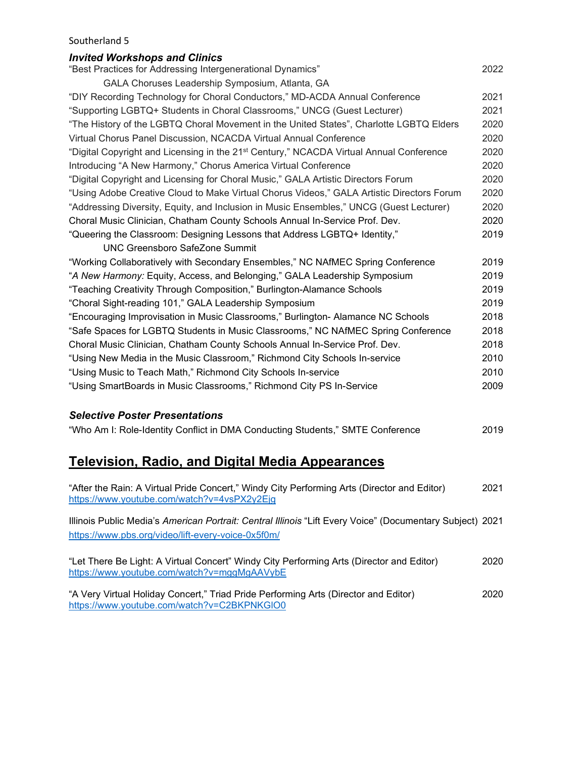### *Invited Workshops and Clinics*

"Best Practices for Addressing Intergenerational Dynamics" 2022
GALA Choruses Leadership Symposium, Atlanta, GA

"DIY Recording Technology for Choral Conductors," MD-ACDA Annual Conference 2021

"Supporting LGBTQ+ Students in Choral Classrooms," UNCG (Guest Lecturer) 2021

"The History of the LGBTQ Choral Movement in the United States", Charlotte LGBTQ Elders 2020

Virtual Chorus Panel Discussion, NCACDA Virtual Annual Conference 2020

"Digital Copyright and Licensing in the 21st Century," NCACDA Virtual Annual Conference 2020

Introducing "A New Harmony," Chorus America Virtual Conference 2020

"Digital Copyright and Licensing for Choral Music," GALA Artistic Directors Forum 2020

"Using Adobe Creative Cloud to Make Virtual Chorus Videos," GALA Artistic Directors Forum 2020

"Addressing Diversity, Equity, and Inclusion in Music Ensembles," UNCG (Guest Lecturer) 2020

Choral Music Clinician, Chatham County Schools Annual In-Service Prof. Dev. 2020

"Queering the Classroom: Designing Lessons that Address LGBTQ+ Identity," 2019
UNC Greensboro SafeZone Summit

"Working Collaboratively with Secondary Ensembles," NC NAfMEC Spring Conference 2019

"*A New Harmony:* Equity, Access, and Belonging," GALA Leadership Symposium 2019

"Teaching Creativity Through Composition," Burlington-Alamance Schools 2019

"Choral Sight-reading 101," GALA Leadership Symposium 2019

"Encouraging Improvisation in Music Classrooms," Burlington- Alamance NC Schools 2018

"Safe Spaces for LGBTQ Students in Music Classrooms," NC NAfMEC Spring Conference 2018

Choral Music Clinician, Chatham County Schools Annual In-Service Prof. Dev. 2018

"Using New Media in the Music Classroom," Richmond City Schools In-service 2010

"Using Music to Teach Math," Richmond City Schools In-service 2010

"Using SmartBoards in Music Classrooms," Richmond City PS In-Service 2009

### *Selective Poster Presentations*

"Who Am I: Role-Identity Conflict in DMA Conducting Students," SMTE Conference 2019

## Television, Radio, and Digital Media Appearances

"After the Rain: A Virtual Pride Concert," Windy City Performing Arts (Director and Editor) 2021
https://www.youtube.com/watch?v=4vsPX2y2Ejg

Illinois Public Media's *American Portrait: Central Illinois* "Lift Every Voice" (Documentary Subject) 2021
https://www.pbs.org/video/lift-every-voice-0x5f0m/

"Let There Be Light: A Virtual Concert" Windy City Performing Arts (Director and Editor) 2020
https://www.youtube.com/watch?v=mggMgAAVybE

"A Very Virtual Holiday Concert," Triad Pride Performing Arts (Director and Editor) 2020
https://www.youtube.com/watch?v=C2BKPNKGlO0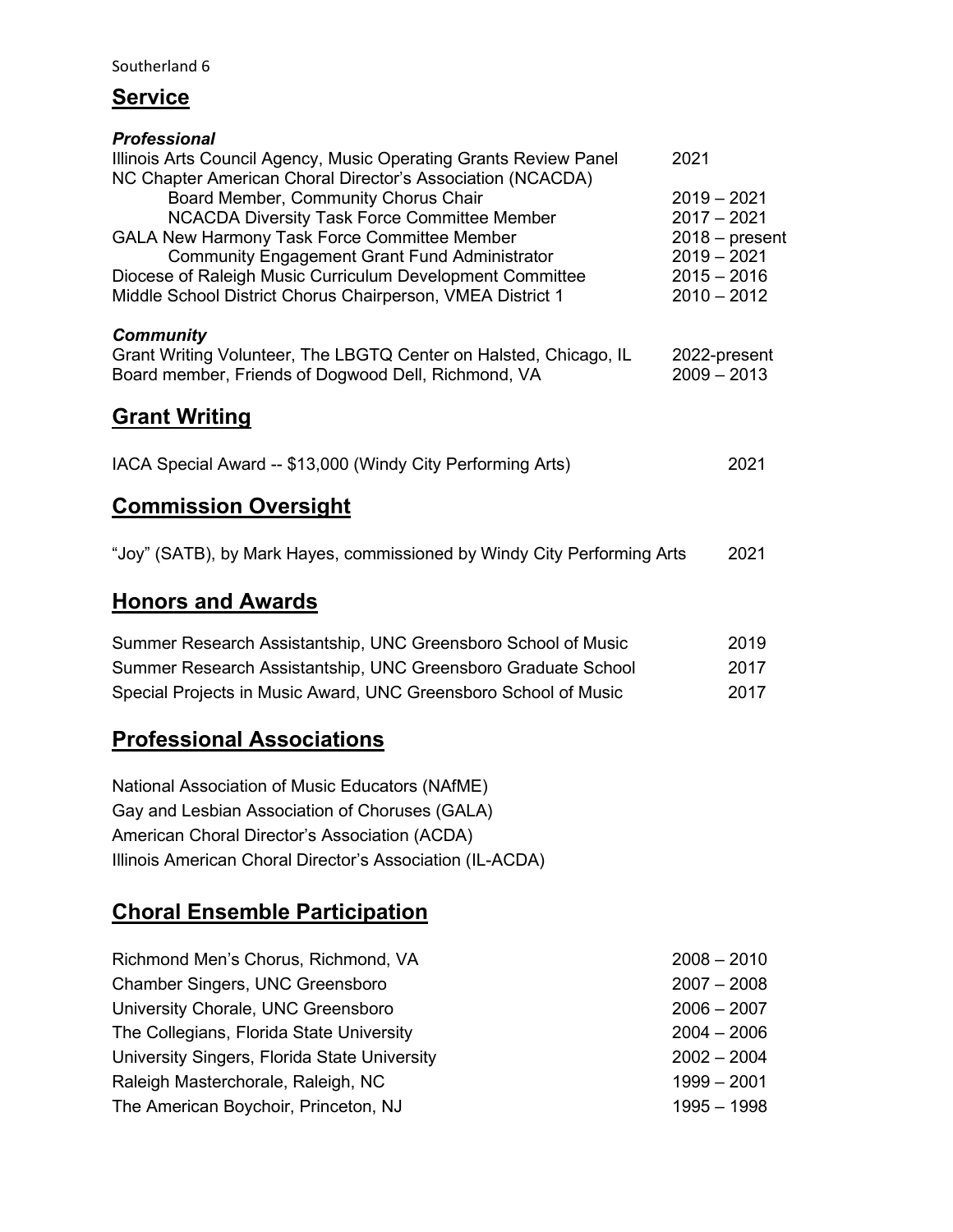## Service

***Professional***

| | |
|---|---|
| Illinois Arts Council Agency, Music Operating Grants Review Panel | 2021 |
| NC Chapter American Choral Director's Association (NCACDA) | |
| Board Member, Community Chorus Chair | 2019 – 2021 |
| NCACDA Diversity Task Force Committee Member | 2017 – 2021 |
| GALA New Harmony Task Force Committee Member | 2018 – present |
| Community Engagement Grant Fund Administrator | 2019 – 2021 |
| Diocese of Raleigh Music Curriculum Development Committee | 2015 – 2016 |
| Middle School District Chorus Chairperson, VMEA District 1 | 2010 – 2012 |

***Community***

| | |
|---|---|
| Grant Writing Volunteer, The LBGTQ Center on Halsted, Chicago, IL | 2022-present |
| Board member, Friends of Dogwood Dell, Richmond, VA | 2009 – 2013 |

## Grant Writing

| | |
|---|---|
| IACA Special Award -- $13,000 (Windy City Performing Arts) | 2021 |

## Commission Oversight

| | |
|---|---|
| "Joy" (SATB), by Mark Hayes, commissioned by Windy City Performing Arts | 2021 |

## Honors and Awards

| | |
|---|---|
| Summer Research Assistantship, UNC Greensboro School of Music | 2019 |
| Summer Research Assistantship, UNC Greensboro Graduate School | 2017 |
| Special Projects in Music Award, UNC Greensboro School of Music | 2017 |

## Professional Associations

National Association of Music Educators (NAfME)
Gay and Lesbian Association of Choruses (GALA)
American Choral Director's Association (ACDA)
Illinois American Choral Director's Association (IL-ACDA)

## Choral Ensemble Participation

| | |
|---|---|
| Richmond Men's Chorus, Richmond, VA | 2008 – 2010 |
| Chamber Singers, UNC Greensboro | 2007 – 2008 |
| University Chorale, UNC Greensboro | 2006 – 2007 |
| The Collegians, Florida State University | 2004 – 2006 |
| University Singers, Florida State University | 2002 – 2004 |
| Raleigh Masterchorale, Raleigh, NC | 1999 – 2001 |
| The American Boychoir, Princeton, NJ | 1995 – 1998 |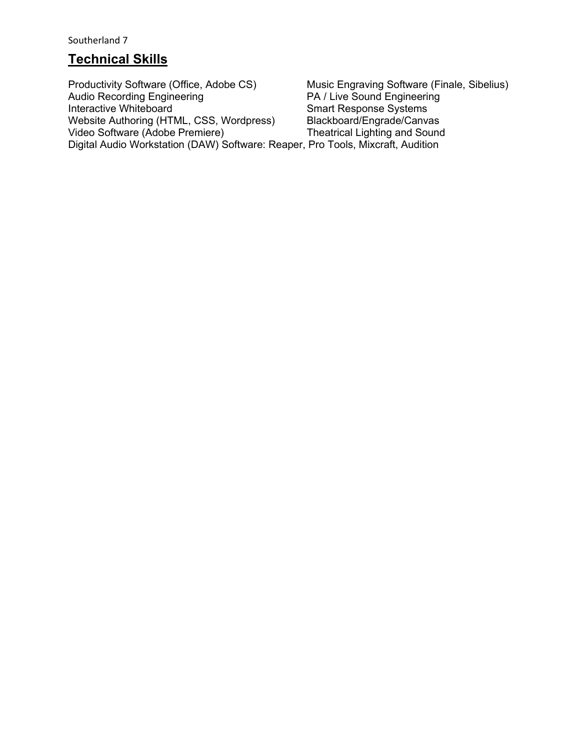## Technical Skills

Productivity Software (Office, Adobe CS)
Music Engraving Software (Finale, Sibelius)
Audio Recording Engineering
PA / Live Sound Engineering
Interactive Whiteboard
Smart Response Systems
Website Authoring (HTML, CSS, Wordpress)
Blackboard/Engrade/Canvas
Video Software (Adobe Premiere)
Theatrical Lighting and Sound
Digital Audio Workstation (DAW) Software: Reaper, Pro Tools, Mixcraft, Audition